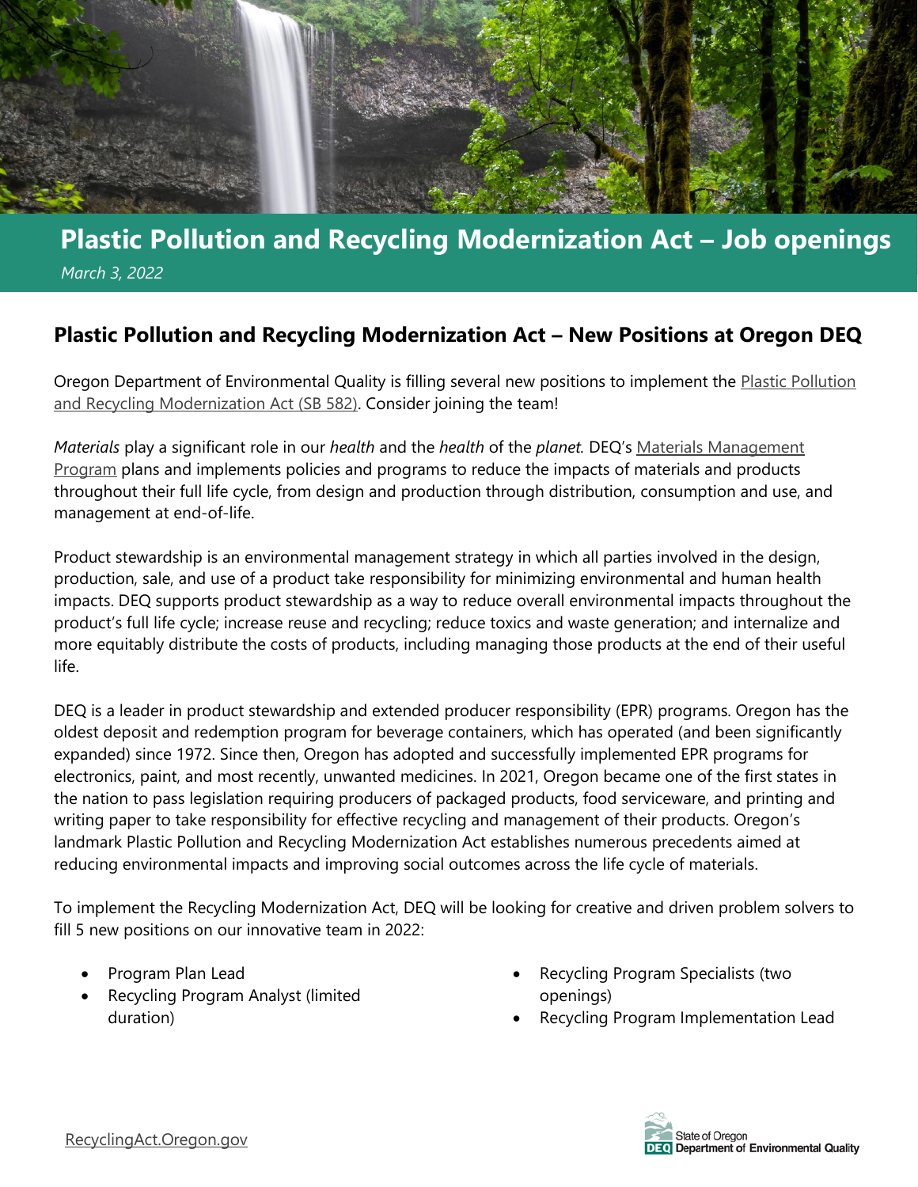# Plastic Pollution and Recycling Modernization Act – Job openings

*March 3, 2022*

## Plastic Pollution and Recycling Modernization Act – New Positions at Oregon DEQ

Oregon Department of Environmental Quality is filling several new positions to implement the Plastic Pollution and Recycling Modernization Act (SB 582). Consider joining the team!

*Materials* play a significant role in our *health* and the *health* of the *planet*. DEQ's Materials Management Program plans and implements policies and programs to reduce the impacts of materials and products throughout their full life cycle, from design and production through distribution, consumption and use, and management at end-of-life.

Product stewardship is an environmental management strategy in which all parties involved in the design, production, sale, and use of a product take responsibility for minimizing environmental and human health impacts. DEQ supports product stewardship as a way to reduce overall environmental impacts throughout the product's full life cycle; increase reuse and recycling; reduce toxics and waste generation; and internalize and more equitably distribute the costs of products, including managing those products at the end of their useful life.

DEQ is a leader in product stewardship and extended producer responsibility (EPR) programs. Oregon has the oldest deposit and redemption program for beverage containers, which has operated (and been significantly expanded) since 1972. Since then, Oregon has adopted and successfully implemented EPR programs for electronics, paint, and most recently, unwanted medicines. In 2021, Oregon became one of the first states in the nation to pass legislation requiring producers of packaged products, food serviceware, and printing and writing paper to take responsibility for effective recycling and management of their products. Oregon's landmark Plastic Pollution and Recycling Modernization Act establishes numerous precedents aimed at reducing environmental impacts and improving social outcomes across the life cycle of materials.

To implement the Recycling Modernization Act, DEQ will be looking for creative and driven problem solvers to fill 5 new positions on our innovative team in 2022:

- Program Plan Lead
- Recycling Program Analyst (limited duration)
- Recycling Program Specialists (two openings)
- Recycling Program Implementation Lead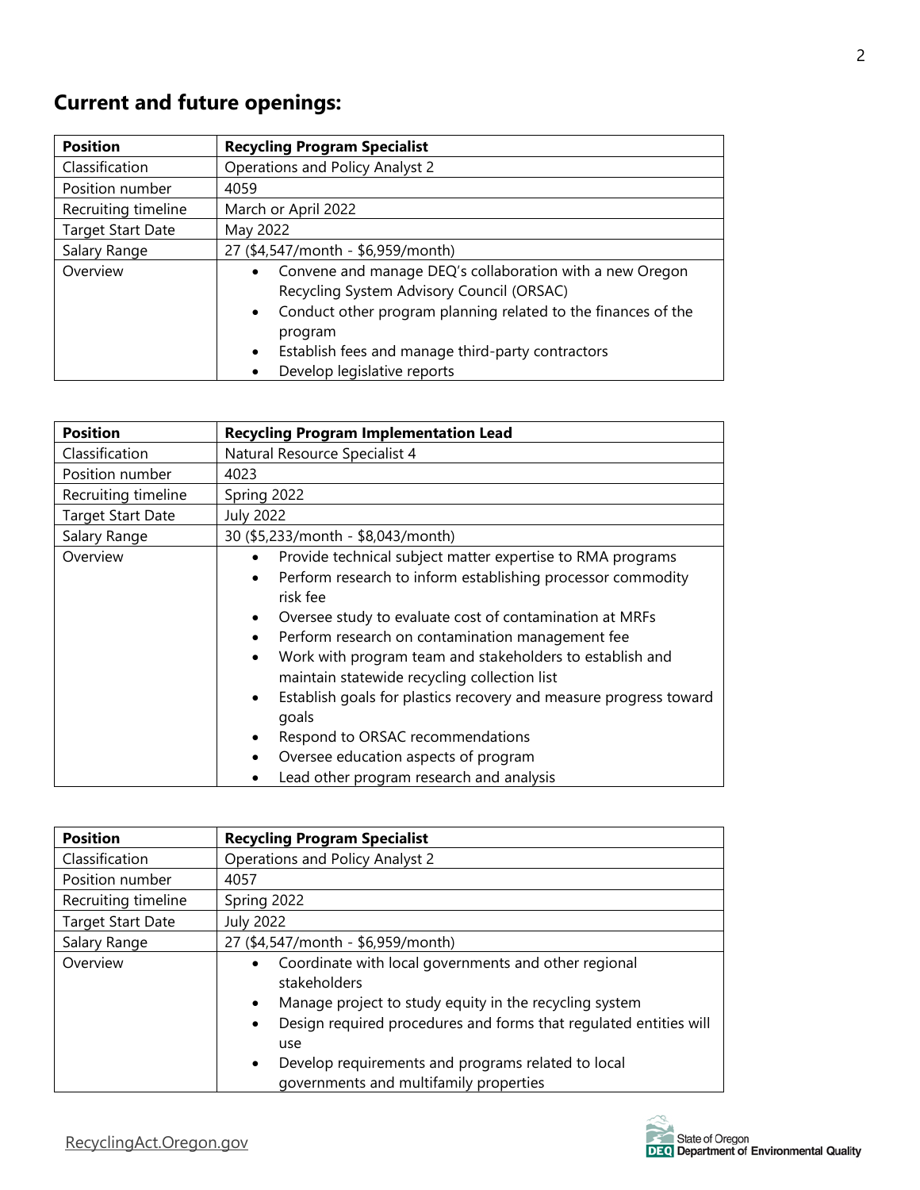## Current and future openings:

| Position | Recycling Program Specialist |
| --- | --- |
| Classification | Operations and Policy Analyst 2 |
| Position number | 4059 |
| Recruiting timeline | March or April 2022 |
| Target Start Date | May 2022 |
| Salary Range | 27 ($4,547/month - $6,959/month) |
| Overview | • Convene and manage DEQ's collaboration with a new Oregon Recycling System Advisory Council (ORSAC)<br>• Conduct other program planning related to the finances of the program<br>• Establish fees and manage third-party contractors<br>• Develop legislative reports |

| Position | Recycling Program Implementation Lead |
| --- | --- |
| Classification | Natural Resource Specialist 4 |
| Position number | 4023 |
| Recruiting timeline | Spring 2022 |
| Target Start Date | July 2022 |
| Salary Range | 30 ($5,233/month - $8,043/month) |
| Overview | • Provide technical subject matter expertise to RMA programs<br>• Perform research to inform establishing processor commodity risk fee<br>• Oversee study to evaluate cost of contamination at MRFs<br>• Perform research on contamination management fee<br>• Work with program team and stakeholders to establish and maintain statewide recycling collection list<br>• Establish goals for plastics recovery and measure progress toward goals<br>• Respond to ORSAC recommendations<br>• Oversee education aspects of program<br>• Lead other program research and analysis |

| Position | Recycling Program Specialist |
| --- | --- |
| Classification | Operations and Policy Analyst 2 |
| Position number | 4057 |
| Recruiting timeline | Spring 2022 |
| Target Start Date | July 2022 |
| Salary Range | 27 ($4,547/month - $6,959/month) |
| Overview | • Coordinate with local governments and other regional stakeholders<br>• Manage project to study equity in the recycling system<br>• Design required procedures and forms that regulated entities will use<br>• Develop requirements and programs related to local governments and multifamily properties |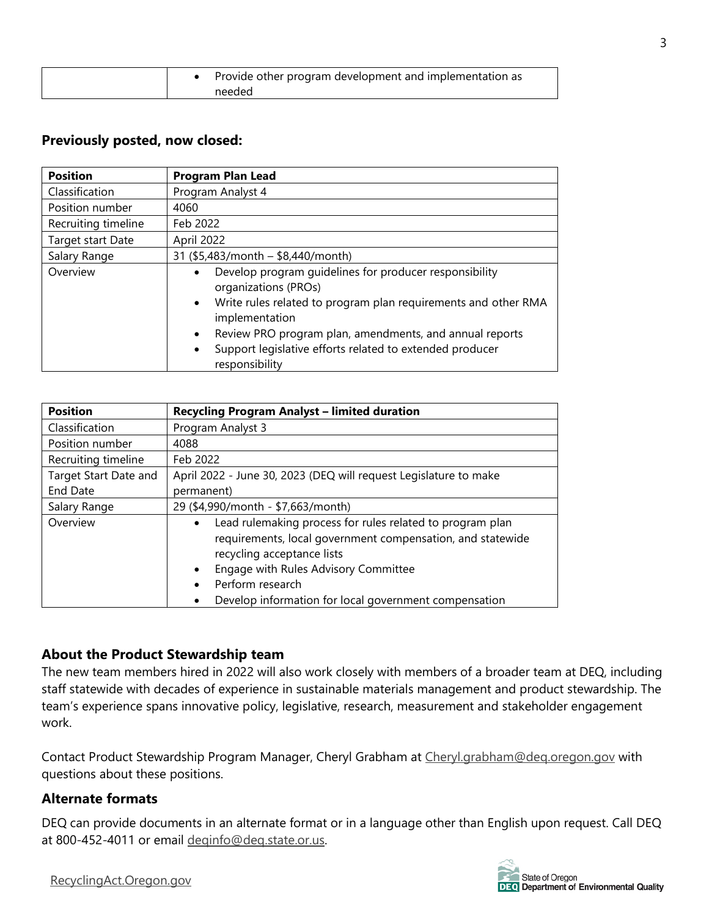| | |
|---|---|
| | • Provide other program development and implementation as needed |

### Previously posted, now closed:

| Position | Program Plan Lead |
|---|---|
| Classification | Program Analyst 4 |
| Position number | 4060 |
| Recruiting timeline | Feb 2022 |
| Target start Date | April 2022 |
| Salary Range | 31 ($5,483/month – $8,440/month) |
| Overview | • Develop program guidelines for producer responsibility organizations (PROs) <br> • Write rules related to program plan requirements and other RMA implementation <br> • Review PRO program plan, amendments, and annual reports <br> • Support legislative efforts related to extended producer responsibility |

| Position | Recycling Program Analyst – limited duration |
|---|---|
| Classification | Program Analyst 3 |
| Position number | 4088 |
| Recruiting timeline | Feb 2022 |
| Target Start Date and End Date | April 2022 - June 30, 2023 (DEQ will request Legislature to make permanent) |
| Salary Range | 29 ($4,990/month - $7,663/month) |
| Overview | • Lead rulemaking process for rules related to program plan requirements, local government compensation, and statewide recycling acceptance lists <br> • Engage with Rules Advisory Committee <br> • Perform research <br> • Develop information for local government compensation |

### About the Product Stewardship team

The new team members hired in 2022 will also work closely with members of a broader team at DEQ, including staff statewide with decades of experience in sustainable materials management and product stewardship. The team's experience spans innovative policy, legislative, research, measurement and stakeholder engagement work.

Contact Product Stewardship Program Manager, Cheryl Grabham at Cheryl.grabham@deq.oregon.gov with questions about these positions.

### Alternate formats

DEQ can provide documents in an alternate format or in a language other than English upon request. Call DEQ at 800-452-4011 or email deqinfo@deq.state.or.us.

RecyclingAct.Oregon.gov

State of Oregon DEQ Department of Environmental Quality